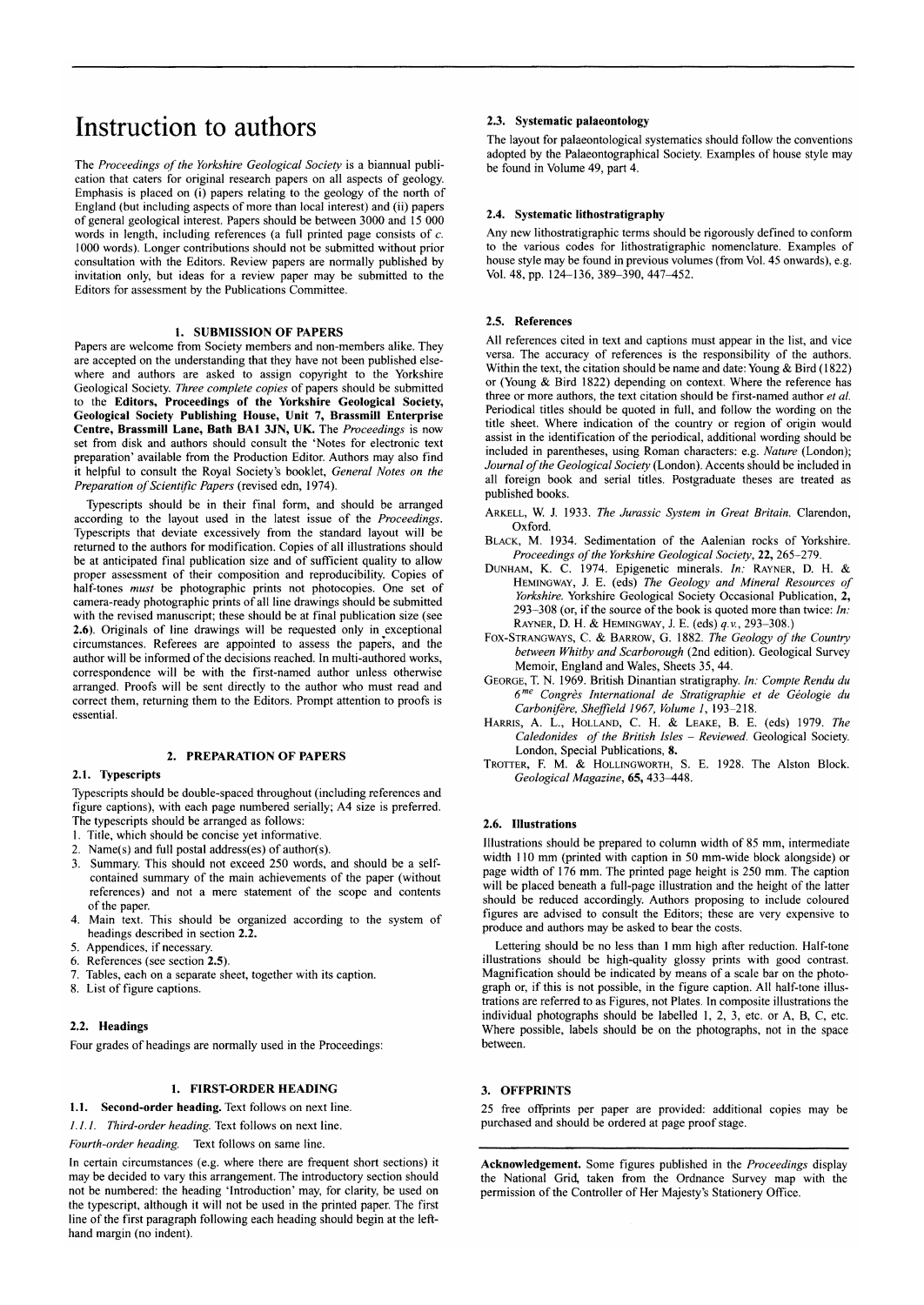# Instruction to authors

The *Proceedings of the Yorkshire Geological Society* is a biannual publication that caters for original research papers on all aspects of geology. Emphasis is placed on (i) papers relating to the geology of the north of England (but including aspects of more than local interest) and (ii) papers of general geological interest. Papers should be between 3000 and 15 000 words in length, including references (a full printed page consists of *c.* 1000 words). Longer contributions should not be submitted without prior consultation with the Editors. Review papers are normally published by invitation only, but ideas for a review paper may be submitted to the Editors for assessment by the Publications Committee.

## 1. SUBMISSION OF PAPERS

Papers are welcome from Society members and non-members alike. They are accepted on the understanding that they have not been published elsewhere and authors are asked to assign copyright to the Yorkshire Geological Society. *Three complete copies* of papers should be submitted to the **Editors, Proceedings of the Yorkshire Geological Society, Geological Society Publishing House, Unit 7, Brassmill Enterprise Centre, Brassmill Lane, Bath BA1 3JN, UK.** The *Proceedings* is now set from disk and authors should consult the 'Notes for electronic text preparation' available from the Production Editor. Authors may also find it helpful to consult the Royal Society's booklet, *General Notes on the Preparation of Scientific Papers* (revised edn, 1974).

Typescripts should be in their final form, and should be arranged according to the layout used in the latest issue of the *Proceedings*. Typescripts that deviate excessively from the standard layout will be returned to the authors for modification. Copies of all illustrations should be at anticipated final publication size and of sufficient quality to allow proper assessment of their composition and reproducibility. Copies of half-tones *must* be photographic prints not photocopies. One set of camera-ready photographic prints of all line drawings should be submitted with the revised manuscript; these should be at final publication size (see **2.6**). Originals of line drawings will be requested only in exceptional circumstances. Referees are appointed to assess the papers, and the author will be informed of the decisions reached. In multi-authored works, correspondence will be with the first-named author unless otherwise arranged. Proofs will be sent directly to the author who must read and correct them, returning them to the Editors. Prompt attention to proofs is essential.

## 2. PREPARATION OF PAPERS

### 2.1. Typescripts

Typescripts should be double-spaced throughout (including references and figure captions), with each page numbered serially; A4 size is preferred. The typescripts should be arranged as follows:

1. Title, which should be concise yet informative.
2. Name(s) and full postal address(es) of author(s).
3. Summary. This should not exceed 250 words, and should be a self-contained summary of the main achievements of the paper (without references) and not a mere statement of the scope and contents of the paper.
4. Main text. This should be organized according to the system of headings described in section **2.2.**
5. Appendices, if necessary.
6. References (see section **2.5**).
7. Tables, each on a separate sheet, together with its caption.
8. List of figure captions.

### 2.2. Headings

Four grades of headings are normally used in the Proceedings:

**1. FIRST-ORDER HEADING**

**1.1. Second-order heading.** Text follows on next line.

*1.1.1. Third-order heading.* Text follows on next line.

*Fourth-order heading.* Text follows on same line.

In certain circumstances (e.g. where there are frequent short sections) it may be decided to vary this arrangement. The introductory section should not be numbered: the heading 'Introduction' may, for clarity, be used on the typescript, although it will not be used in the printed paper. The first line of the first paragraph following each heading should begin at the left-hand margin (no indent).

### 2.3. Systematic palaeontology

The layout for palaeontological systematics should follow the conventions adopted by the Palaeontographical Society. Examples of house style may be found in Volume 49, part 4.

### 2.4. Systematic lithostratigraphy

Any new lithostratigraphic terms should be rigorously defined to conform to the various codes for lithostratigraphic nomenclature. Examples of house style may be found in previous volumes (from Vol. 45 onwards), e.g. Vol. 48, pp. 124–136, 389–390, 447–452.

### 2.5. References

All references cited in text and captions must appear in the list, and vice versa. The accuracy of references is the responsibility of the authors. Within the text, the citation should be name and date: Young & Bird (1822) or (Young & Bird 1822) depending on context. Where the reference has three or more authors, the text citation should be first-named author *et al.* Periodical titles should be quoted in full, and follow the wording on the title sheet. Where indication of the country or region of origin would assist in the identification of the periodical, additional wording should be included in parentheses, using Roman characters: e.g. *Nature* (London); *Journal of the Geological Society* (London). Accents should be included in all foreign book and serial titles. Postgraduate theses are treated as published books.

ARKELL, W. J. 1933. *The Jurassic System in Great Britain.* Clarendon, Oxford.

BLACK, M. 1934. Sedimentation of the Aalenian rocks of Yorkshire. *Proceedings of the Yorkshire Geological Society*, **22,** 265–279.

DUNHAM, K. C. 1974. Epigenetic minerals. *In:* RAYNER, D. H. & HEMINGWAY, J. E. (eds) *The Geology and Mineral Resources of Yorkshire.* Yorkshire Geological Society Occasional Publication, **2,** 293–308 (or, if the source of the book is quoted more than twice: *In:* RAYNER, D. H. & HEMINGWAY, J. E. (eds) *q.v.*, 293–308.)

FOX-STRANGWAYS, C. & BARROW, G. 1882. *The Geology of the Country between Whitby and Scarborough* (2nd edition). Geological Survey Memoir, England and Wales, Sheets 35, 44.

GEORGE, T. N. 1969. British Dinantian stratigraphy. *In: Compte Rendu du 6me Congrès International de Stratigraphie et de Géologie du Carbonifère, Sheffield 1967, Volume 1*, 193–218.

HARRIS, A. L., HOLLAND, C. H. & LEAKE, B. E. (eds) 1979. *The Caledonides of the British Isles – Reviewed.* Geological Society. London, Special Publications, **8.**

TROTTER, F. M. & HOLLINGWORTH, S. E. 1928. The Alston Block. *Geological Magazine*, **65,** 433–448.

### 2.6. Illustrations

Illustrations should be prepared to column width of 85 mm, intermediate width 110 mm (printed with caption in 50 mm-wide block alongside) or page width of 176 mm. The printed page height is 250 mm. The caption will be placed beneath a full-page illustration and the height of the latter should be reduced accordingly. Authors proposing to include coloured figures are advised to consult the Editors; these are very expensive to produce and authors may be asked to bear the costs.

Lettering should be no less than 1 mm high after reduction. Half-tone illustrations should be high-quality glossy prints with good contrast. Magnification should be indicated by means of a scale bar on the photograph or, if this is not possible, in the figure caption. All half-tone illustrations are referred to as Figures, not Plates. In composite illustrations the individual photographs should be labelled 1, 2, 3, etc. or A, B, C, etc. Where possible, labels should be on the photographs, not in the space between.

## 3. OFFPRINTS

25 free offprints per paper are provided: additional copies may be purchased and should be ordered at page proof stage.

**Acknowledgement.** Some figures published in the *Proceedings* display the National Grid, taken from the Ordnance Survey map with the permission of the Controller of Her Majesty's Stationery Office.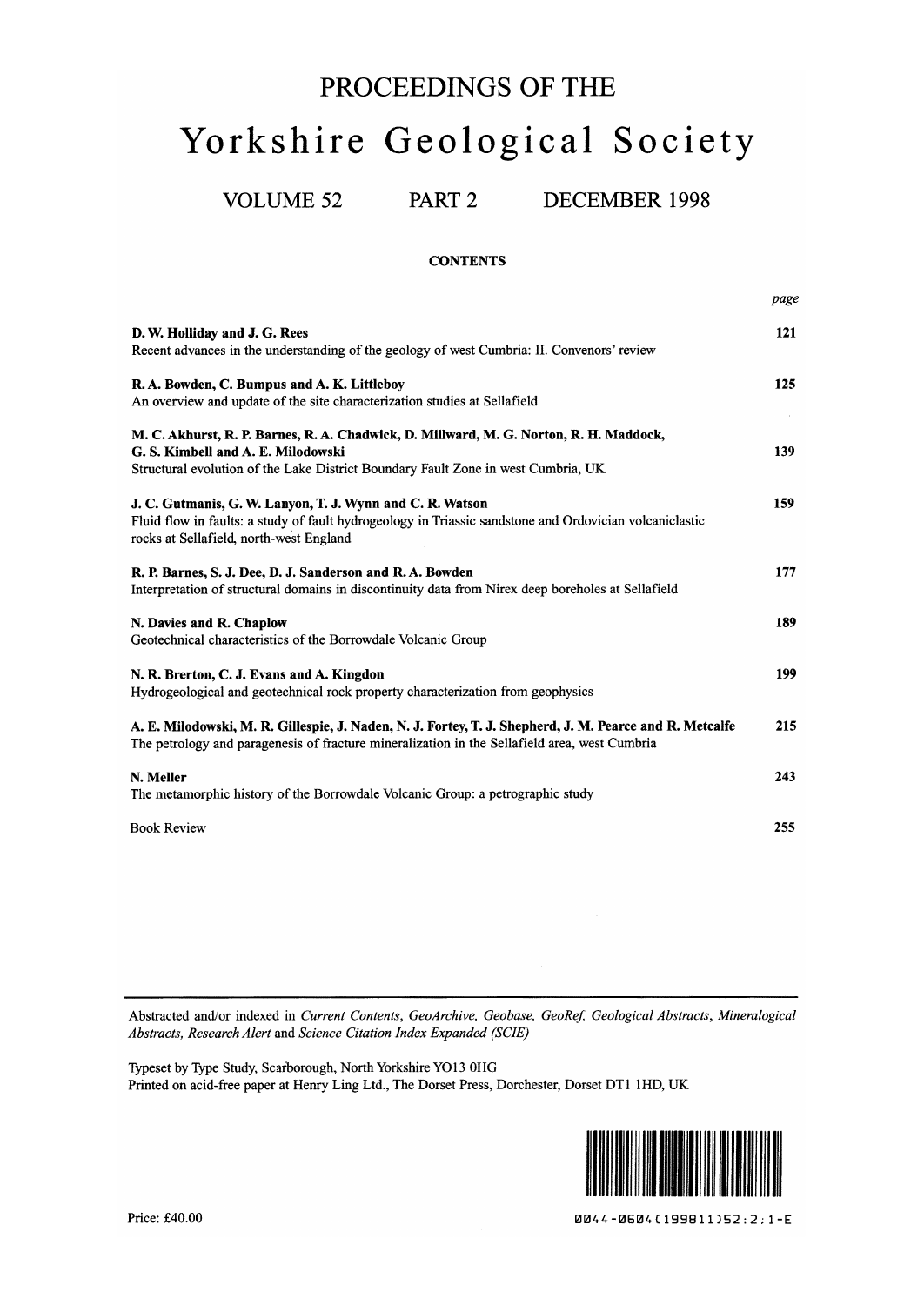# PROCEEDINGS OF THE

# Yorkshire Geological Society

## VOLUME 52 PART 2 DECEMBER 1998

### CONTENTS

| | page |
|---|---|
| **D. W. Holliday and J. G. Rees**<br>Recent advances in the understanding of the geology of west Cumbria: II. Convenors' review | **121** |
| **R. A. Bowden, C. Bumpus and A. K. Littleboy**<br>An overview and update of the site characterization studies at Sellafield | **125** |
| **M. C. Akhurst, R. P. Barnes, R. A. Chadwick, D. Millward, M. G. Norton, R. H. Maddock, G. S. Kimbell and A. E. Milodowski**<br>Structural evolution of the Lake District Boundary Fault Zone in west Cumbria, UK | **139** |
| **J. C. Gutmanis, G. W. Lanyon, T. J. Wynn and C. R. Watson**<br>Fluid flow in faults: a study of fault hydrogeology in Triassic sandstone and Ordovician volcaniclastic rocks at Sellafield, north-west England | **159** |
| **R. P. Barnes, S. J. Dee, D. J. Sanderson and R. A. Bowden**<br>Interpretation of structural domains in discontinuity data from Nirex deep boreholes at Sellafield | **177** |
| **N. Davies and R. Chaplow**<br>Geotechnical characteristics of the Borrowdale Volcanic Group | **189** |
| **N. R. Brerton, C. J. Evans and A. Kingdon**<br>Hydrogeological and geotechnical rock property characterization from geophysics | **199** |
| **A. E. Milodowski, M. R. Gillespie, J. Naden, N. J. Fortey, T. J. Shepherd, J. M. Pearce and R. Metcalfe**<br>The petrology and paragenesis of fracture mineralization in the Sellafield area, west Cumbria | **215** |
| **N. Meller**<br>The metamorphic history of the Borrowdale Volcanic Group: a petrographic study | **243** |
| Book Review | **255** |

Abstracted and/or indexed in *Current Contents, GeoArchive, Geobase, GeoRef, Geological Abstracts, Mineralogical Abstracts, Research Alert* and *Science Citation Index Expanded (SCIE)*

Typeset by Type Study, Scarborough, North Yorkshire YO13 0HG
Printed on acid-free paper at Henry Ling Ltd., The Dorset Press, Dorchester, Dorset DT1 1HD, UK

Price: £40.00

0044-0604(199811)52:2;1-E